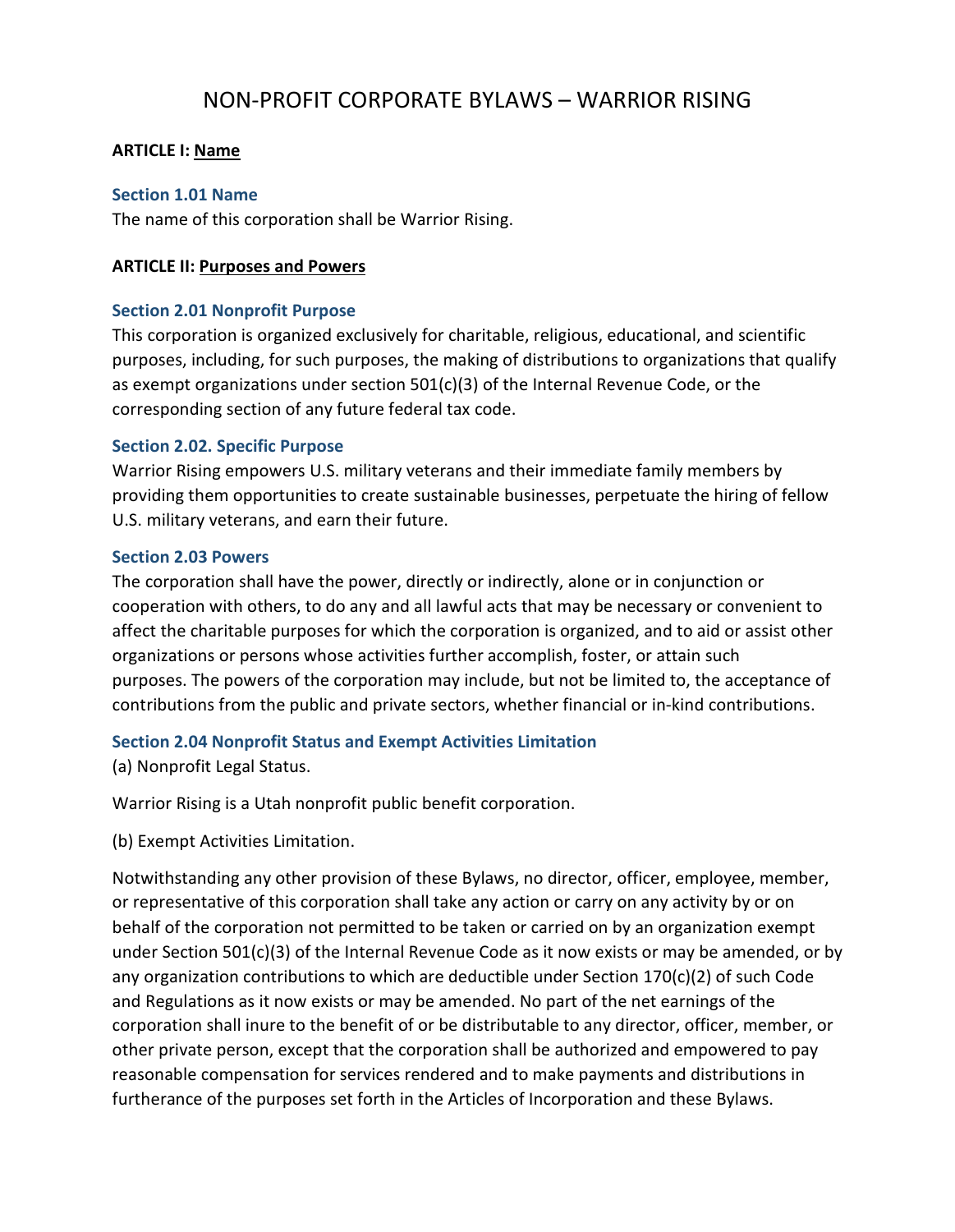# NON-PROFIT CORPORATE BYLAWS – WARRIOR RISING

**ARTICLE I: Name**

### Section 1.01 Name

The name of this corporation shall be Warrior Rising.

**ARTICLE II: Purposes and Powers**

### Section 2.01 Nonprofit Purpose

This corporation is organized exclusively for charitable, religious, educational, and scientific purposes, including, for such purposes, the making of distributions to organizations that qualify as exempt organizations under section 501(c)(3) of the Internal Revenue Code, or the corresponding section of any future federal tax code.

### Section 2.02. Specific Purpose

Warrior Rising empowers U.S. military veterans and their immediate family members by providing them opportunities to create sustainable businesses, perpetuate the hiring of fellow U.S. military veterans, and earn their future.

### Section 2.03 Powers

The corporation shall have the power, directly or indirectly, alone or in conjunction or cooperation with others, to do any and all lawful acts that may be necessary or convenient to affect the charitable purposes for which the corporation is organized, and to aid or assist other organizations or persons whose activities further accomplish, foster, or attain such purposes. The powers of the corporation may include, but not be limited to, the acceptance of contributions from the public and private sectors, whether financial or in-kind contributions.

### Section 2.04 Nonprofit Status and Exempt Activities Limitation

(a) Nonprofit Legal Status.

Warrior Rising is a Utah nonprofit public benefit corporation.

(b) Exempt Activities Limitation.

Notwithstanding any other provision of these Bylaws, no director, officer, employee, member, or representative of this corporation shall take any action or carry on any activity by or on behalf of the corporation not permitted to be taken or carried on by an organization exempt under Section 501(c)(3) of the Internal Revenue Code as it now exists or may be amended, or by any organization contributions to which are deductible under Section 170(c)(2) of such Code and Regulations as it now exists or may be amended. No part of the net earnings of the corporation shall inure to the benefit of or be distributable to any director, officer, member, or other private person, except that the corporation shall be authorized and empowered to pay reasonable compensation for services rendered and to make payments and distributions in furtherance of the purposes set forth in the Articles of Incorporation and these Bylaws.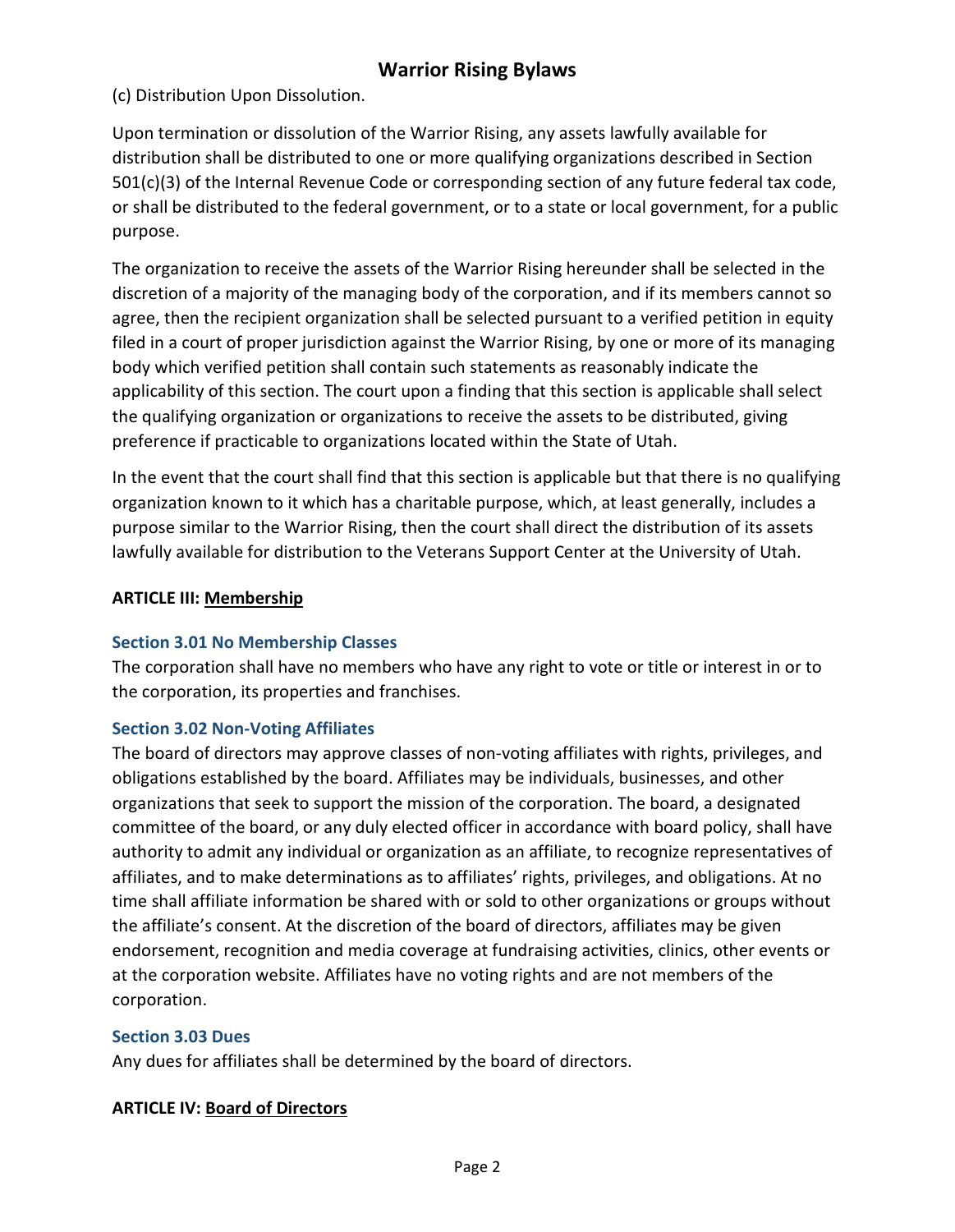(c) Distribution Upon Dissolution.

Upon termination or dissolution of the Warrior Rising, any assets lawfully available for distribution shall be distributed to one or more qualifying organizations described in Section 501(c)(3) of the Internal Revenue Code or corresponding section of any future federal tax code, or shall be distributed to the federal government, or to a state or local government, for a public purpose.

The organization to receive the assets of the Warrior Rising hereunder shall be selected in the discretion of a majority of the managing body of the corporation, and if its members cannot so agree, then the recipient organization shall be selected pursuant to a verified petition in equity filed in a court of proper jurisdiction against the Warrior Rising, by one or more of its managing body which verified petition shall contain such statements as reasonably indicate the applicability of this section. The court upon a finding that this section is applicable shall select the qualifying organization or organizations to receive the assets to be distributed, giving preference if practicable to organizations located within the State of Utah.

In the event that the court shall find that this section is applicable but that there is no qualifying organization known to it which has a charitable purpose, which, at least generally, includes a purpose similar to the Warrior Rising, then the court shall direct the distribution of its assets lawfully available for distribution to the Veterans Support Center at the University of Utah.

## ARTICLE III: Membership

### Section 3.01 No Membership Classes

The corporation shall have no members who have any right to vote or title or interest in or to the corporation, its properties and franchises.

### Section 3.02 Non-Voting Affiliates

The board of directors may approve classes of non-voting affiliates with rights, privileges, and obligations established by the board. Affiliates may be individuals, businesses, and other organizations that seek to support the mission of the corporation. The board, a designated committee of the board, or any duly elected officer in accordance with board policy, shall have authority to admit any individual or organization as an affiliate, to recognize representatives of affiliates, and to make determinations as to affiliates' rights, privileges, and obligations. At no time shall affiliate information be shared with or sold to other organizations or groups without the affiliate's consent. At the discretion of the board of directors, affiliates may be given endorsement, recognition and media coverage at fundraising activities, clinics, other events or at the corporation website. Affiliates have no voting rights and are not members of the corporation.

### Section 3.03 Dues

Any dues for affiliates shall be determined by the board of directors.

## ARTICLE IV: Board of Directors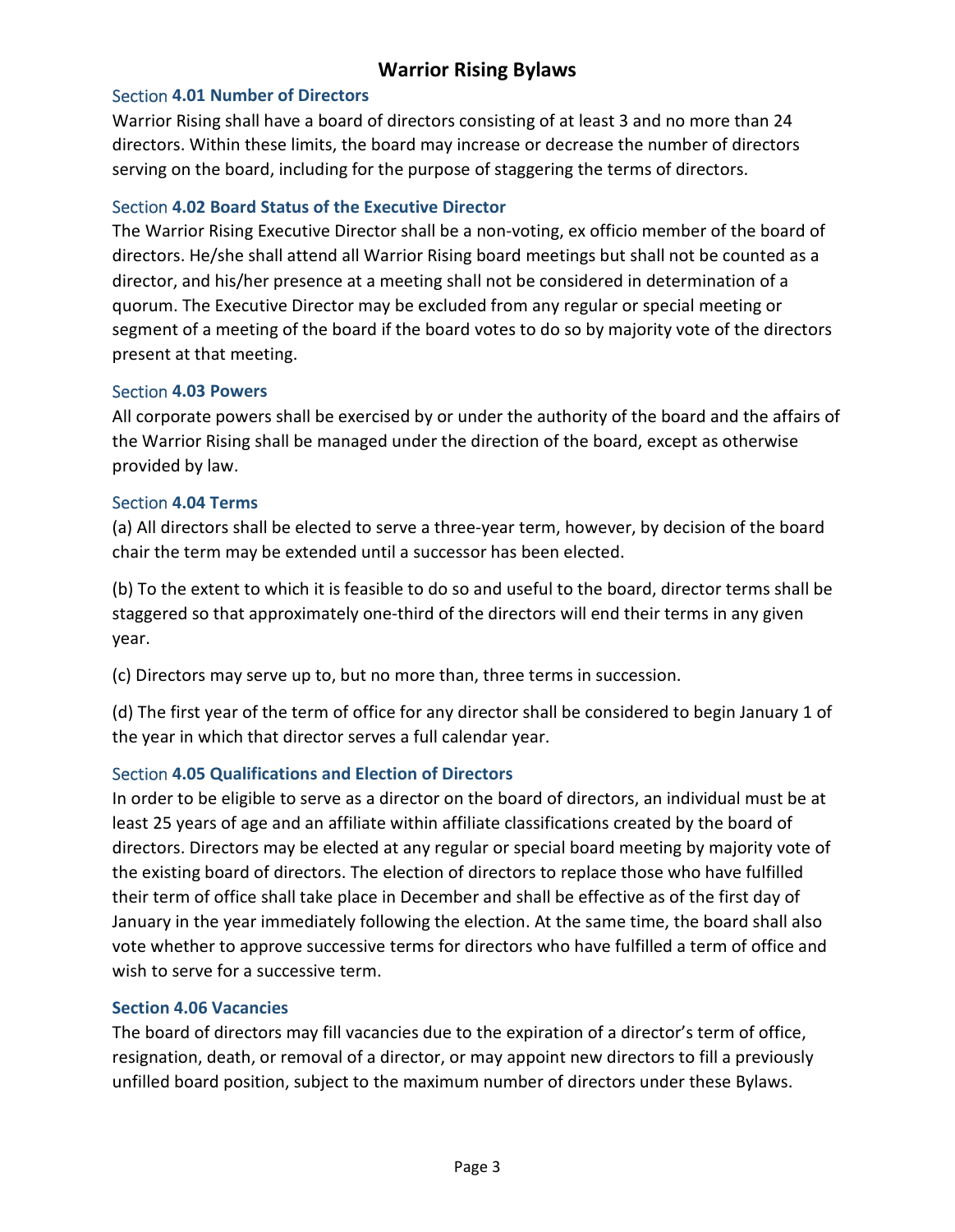# Warrior Rising Bylaws

### Section 4.01 Number of Directors

Warrior Rising shall have a board of directors consisting of at least 3 and no more than 24 directors. Within these limits, the board may increase or decrease the number of directors serving on the board, including for the purpose of staggering the terms of directors.

### Section 4.02 Board Status of the Executive Director

The Warrior Rising Executive Director shall be a non-voting, ex officio member of the board of directors. He/she shall attend all Warrior Rising board meetings but shall not be counted as a director, and his/her presence at a meeting shall not be considered in determination of a quorum. The Executive Director may be excluded from any regular or special meeting or segment of a meeting of the board if the board votes to do so by majority vote of the directors present at that meeting.

### Section 4.03 Powers

All corporate powers shall be exercised by or under the authority of the board and the affairs of the Warrior Rising shall be managed under the direction of the board, except as otherwise provided by law.

### Section 4.04 Terms

(a) All directors shall be elected to serve a three-year term, however, by decision of the board chair the term may be extended until a successor has been elected.

(b) To the extent to which it is feasible to do so and useful to the board, director terms shall be staggered so that approximately one-third of the directors will end their terms in any given year.

(c) Directors may serve up to, but no more than, three terms in succession.

(d) The first year of the term of office for any director shall be considered to begin January 1 of the year in which that director serves a full calendar year.

### Section 4.05 Qualifications and Election of Directors

In order to be eligible to serve as a director on the board of directors, an individual must be at least 25 years of age and an affiliate within affiliate classifications created by the board of directors. Directors may be elected at any regular or special board meeting by majority vote of the existing board of directors. The election of directors to replace those who have fulfilled their term of office shall take place in December and shall be effective as of the first day of January in the year immediately following the election. At the same time, the board shall also vote whether to approve successive terms for directors who have fulfilled a term of office and wish to serve for a successive term.

### Section 4.06 Vacancies

The board of directors may fill vacancies due to the expiration of a director's term of office, resignation, death, or removal of a director, or may appoint new directors to fill a previously unfilled board position, subject to the maximum number of directors under these Bylaws.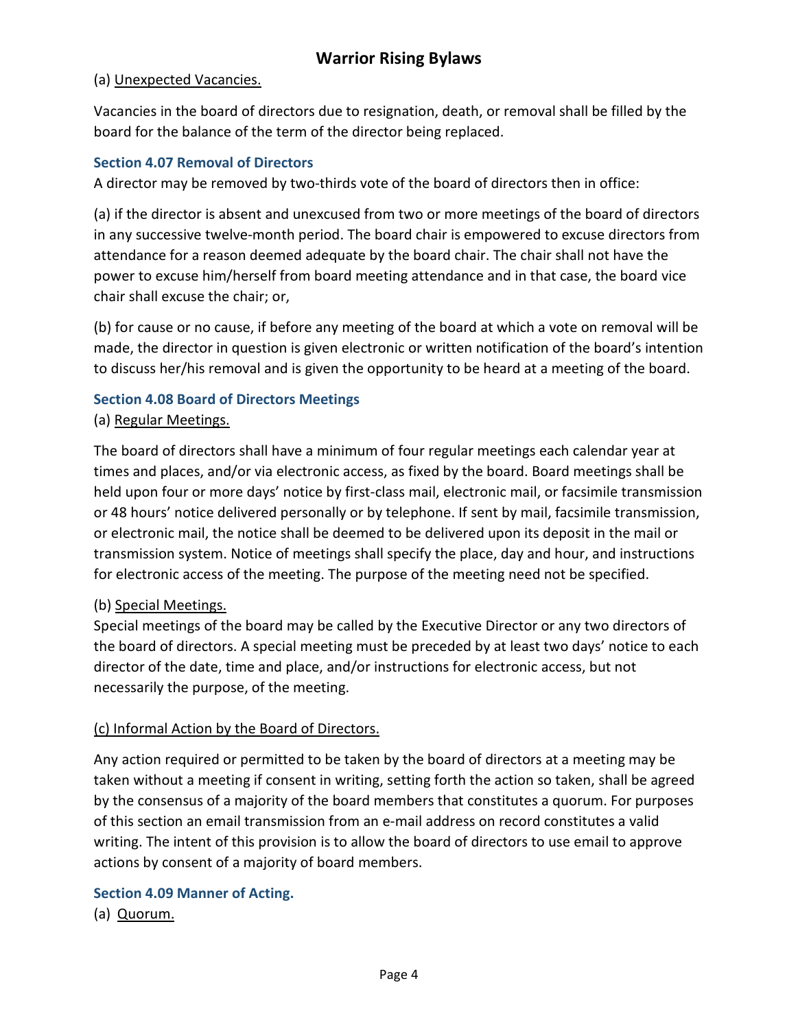(a) Unexpected Vacancies.

Vacancies in the board of directors due to resignation, death, or removal shall be filled by the board for the balance of the term of the director being replaced.

### Section 4.07 Removal of Directors

A director may be removed by two-thirds vote of the board of directors then in office:

(a) if the director is absent and unexcused from two or more meetings of the board of directors in any successive twelve-month period. The board chair is empowered to excuse directors from attendance for a reason deemed adequate by the board chair. The chair shall not have the power to excuse him/herself from board meeting attendance and in that case, the board vice chair shall excuse the chair; or,

(b) for cause or no cause, if before any meeting of the board at which a vote on removal will be made, the director in question is given electronic or written notification of the board's intention to discuss her/his removal and is given the opportunity to be heard at a meeting of the board.

### Section 4.08 Board of Directors Meetings

(a) Regular Meetings.

The board of directors shall have a minimum of four regular meetings each calendar year at times and places, and/or via electronic access, as fixed by the board. Board meetings shall be held upon four or more days' notice by first-class mail, electronic mail, or facsimile transmission or 48 hours' notice delivered personally or by telephone. If sent by mail, facsimile transmission, or electronic mail, the notice shall be deemed to be delivered upon its deposit in the mail or transmission system. Notice of meetings shall specify the place, day and hour, and instructions for electronic access of the meeting. The purpose of the meeting need not be specified.

(b) Special Meetings.

Special meetings of the board may be called by the Executive Director or any two directors of the board of directors. A special meeting must be preceded by at least two days' notice to each director of the date, time and place, and/or instructions for electronic access, but not necessarily the purpose, of the meeting.

(c) Informal Action by the Board of Directors.

Any action required or permitted to be taken by the board of directors at a meeting may be taken without a meeting if consent in writing, setting forth the action so taken, shall be agreed by the consensus of a majority of the board members that constitutes a quorum. For purposes of this section an email transmission from an e-mail address on record constitutes a valid writing. The intent of this provision is to allow the board of directors to use email to approve actions by consent of a majority of board members.

### Section 4.09 Manner of Acting.

(a) Quorum.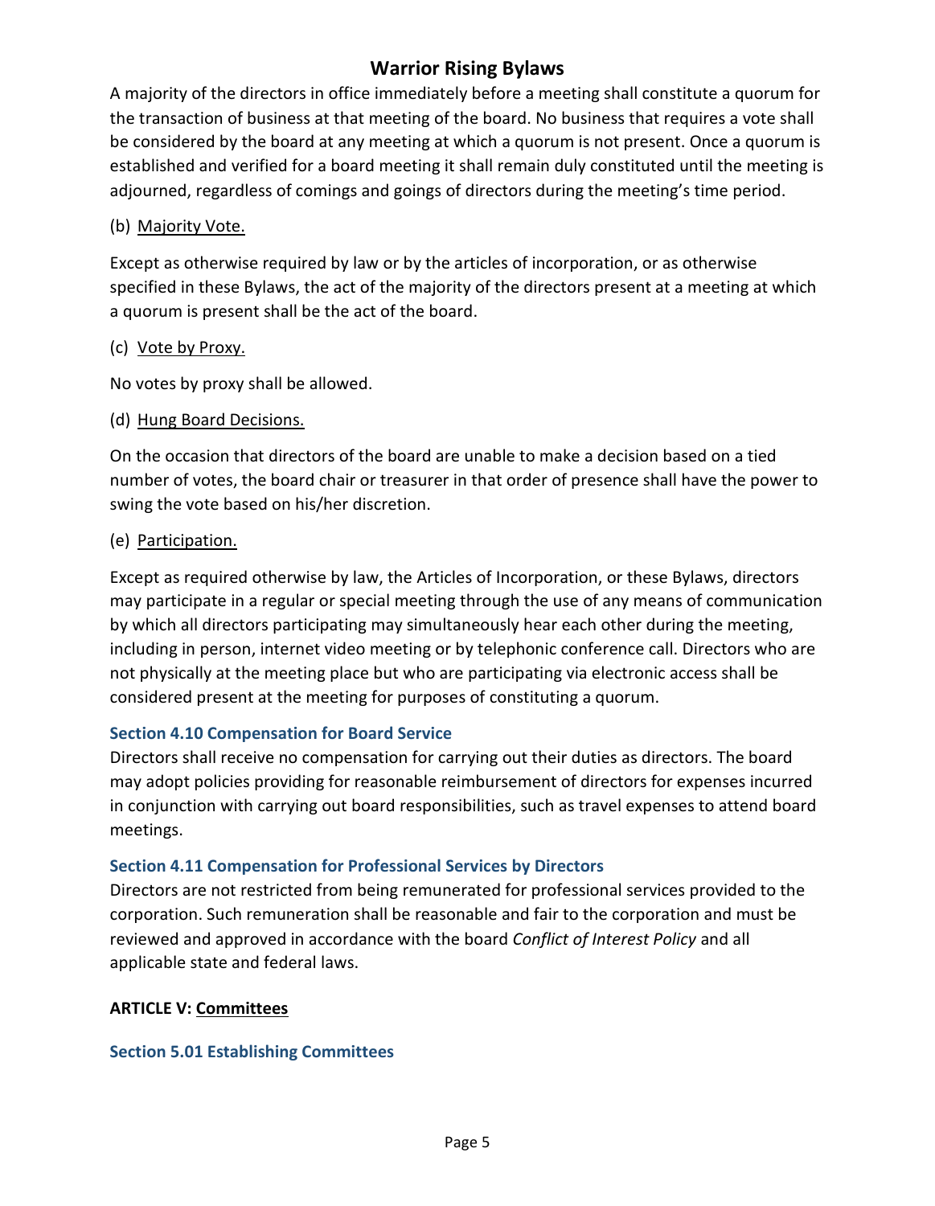A majority of the directors in office immediately before a meeting shall constitute a quorum for the transaction of business at that meeting of the board. No business that requires a vote shall be considered by the board at any meeting at which a quorum is not present. Once a quorum is established and verified for a board meeting it shall remain duly constituted until the meeting is adjourned, regardless of comings and goings of directors during the meeting's time period.

(b) Majority Vote.

Except as otherwise required by law or by the articles of incorporation, or as otherwise specified in these Bylaws, the act of the majority of the directors present at a meeting at which a quorum is present shall be the act of the board.

(c) Vote by Proxy.

No votes by proxy shall be allowed.

(d) Hung Board Decisions.

On the occasion that directors of the board are unable to make a decision based on a tied number of votes, the board chair or treasurer in that order of presence shall have the power to swing the vote based on his/her discretion.

(e) Participation.

Except as required otherwise by law, the Articles of Incorporation, or these Bylaws, directors may participate in a regular or special meeting through the use of any means of communication by which all directors participating may simultaneously hear each other during the meeting, including in person, internet video meeting or by telephonic conference call. Directors who are not physically at the meeting place but who are participating via electronic access shall be considered present at the meeting for purposes of constituting a quorum.

### Section 4.10 Compensation for Board Service

Directors shall receive no compensation for carrying out their duties as directors. The board may adopt policies providing for reasonable reimbursement of directors for expenses incurred in conjunction with carrying out board responsibilities, such as travel expenses to attend board meetings.

### Section 4.11 Compensation for Professional Services by Directors

Directors are not restricted from being remunerated for professional services provided to the corporation. Such remuneration shall be reasonable and fair to the corporation and must be reviewed and approved in accordance with the board *Conflict of Interest Policy* and all applicable state and federal laws.

## ARTICLE V: Committees

### Section 5.01 Establishing Committees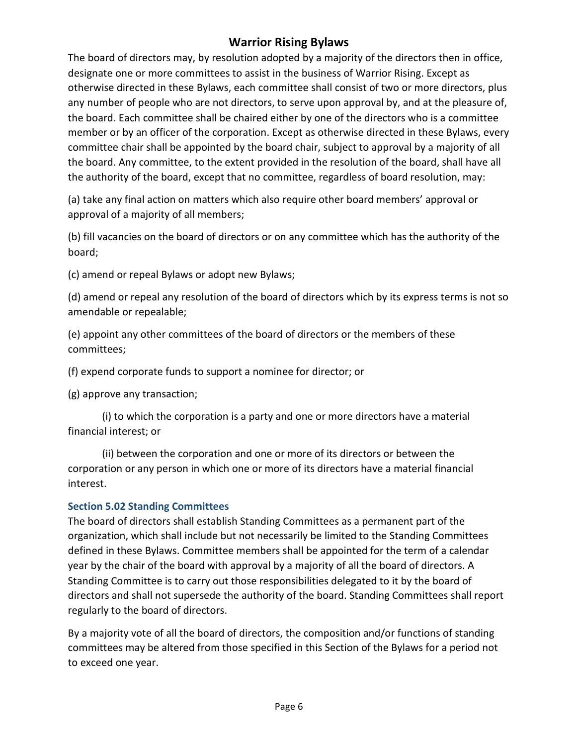The board of directors may, by resolution adopted by a majority of the directors then in office, designate one or more committees to assist in the business of Warrior Rising. Except as otherwise directed in these Bylaws, each committee shall consist of two or more directors, plus any number of people who are not directors, to serve upon approval by, and at the pleasure of, the board. Each committee shall be chaired either by one of the directors who is a committee member or by an officer of the corporation. Except as otherwise directed in these Bylaws, every committee chair shall be appointed by the board chair, subject to approval by a majority of all the board. Any committee, to the extent provided in the resolution of the board, shall have all the authority of the board, except that no committee, regardless of board resolution, may:

(a) take any final action on matters which also require other board members' approval or approval of a majority of all members;

(b) fill vacancies on the board of directors or on any committee which has the authority of the board;

(c) amend or repeal Bylaws or adopt new Bylaws;

(d) amend or repeal any resolution of the board of directors which by its express terms is not so amendable or repealable;

(e) appoint any other committees of the board of directors or the members of these committees;

(f) expend corporate funds to support a nominee for director; or

(g) approve any transaction;

(i) to which the corporation is a party and one or more directors have a material financial interest; or

(ii) between the corporation and one or more of its directors or between the corporation or any person in which one or more of its directors have a material financial interest.

### Section 5.02 Standing Committees

The board of directors shall establish Standing Committees as a permanent part of the organization, which shall include but not necessarily be limited to the Standing Committees defined in these Bylaws. Committee members shall be appointed for the term of a calendar year by the chair of the board with approval by a majority of all the board of directors. A Standing Committee is to carry out those responsibilities delegated to it by the board of directors and shall not supersede the authority of the board. Standing Committees shall report regularly to the board of directors.

By a majority vote of all the board of directors, the composition and/or functions of standing committees may be altered from those specified in this Section of the Bylaws for a period not to exceed one year.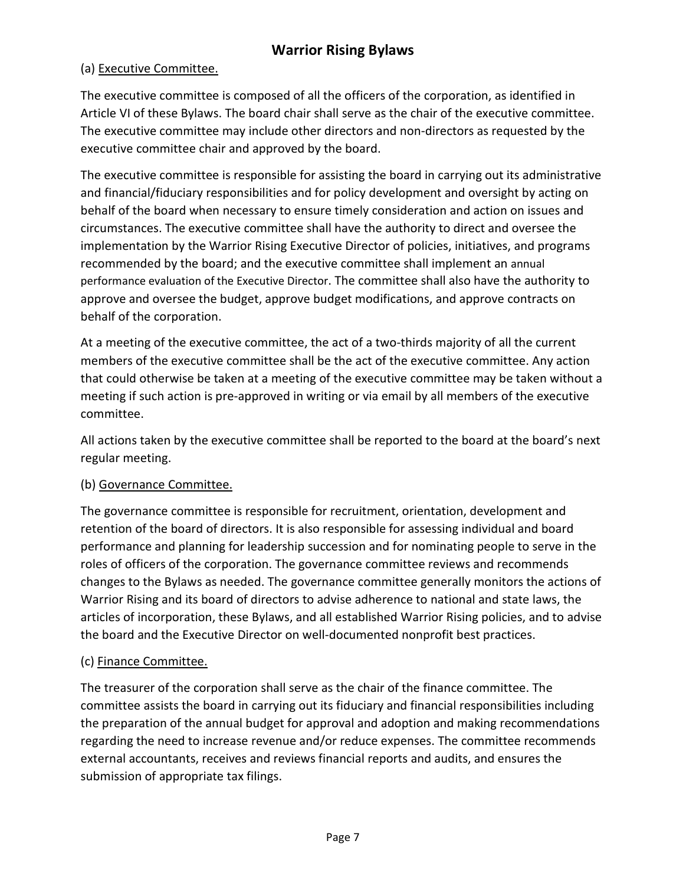(a) Executive Committee.

The executive committee is composed of all the officers of the corporation, as identified in Article VI of these Bylaws. The board chair shall serve as the chair of the executive committee. The executive committee may include other directors and non-directors as requested by the executive committee chair and approved by the board.

The executive committee is responsible for assisting the board in carrying out its administrative and financial/fiduciary responsibilities and for policy development and oversight by acting on behalf of the board when necessary to ensure timely consideration and action on issues and circumstances. The executive committee shall have the authority to direct and oversee the implementation by the Warrior Rising Executive Director of policies, initiatives, and programs recommended by the board; and the executive committee shall implement an annual performance evaluation of the Executive Director. The committee shall also have the authority to approve and oversee the budget, approve budget modifications, and approve contracts on behalf of the corporation.

At a meeting of the executive committee, the act of a two-thirds majority of all the current members of the executive committee shall be the act of the executive committee. Any action that could otherwise be taken at a meeting of the executive committee may be taken without a meeting if such action is pre-approved in writing or via email by all members of the executive committee.

All actions taken by the executive committee shall be reported to the board at the board's next regular meeting.

(b) Governance Committee.

The governance committee is responsible for recruitment, orientation, development and retention of the board of directors. It is also responsible for assessing individual and board performance and planning for leadership succession and for nominating people to serve in the roles of officers of the corporation. The governance committee reviews and recommends changes to the Bylaws as needed. The governance committee generally monitors the actions of Warrior Rising and its board of directors to advise adherence to national and state laws, the articles of incorporation, these Bylaws, and all established Warrior Rising policies, and to advise the board and the Executive Director on well-documented nonprofit best practices.

(c) Finance Committee.

The treasurer of the corporation shall serve as the chair of the finance committee. The committee assists the board in carrying out its fiduciary and financial responsibilities including the preparation of the annual budget for approval and adoption and making recommendations regarding the need to increase revenue and/or reduce expenses. The committee recommends external accountants, receives and reviews financial reports and audits, and ensures the submission of appropriate tax filings.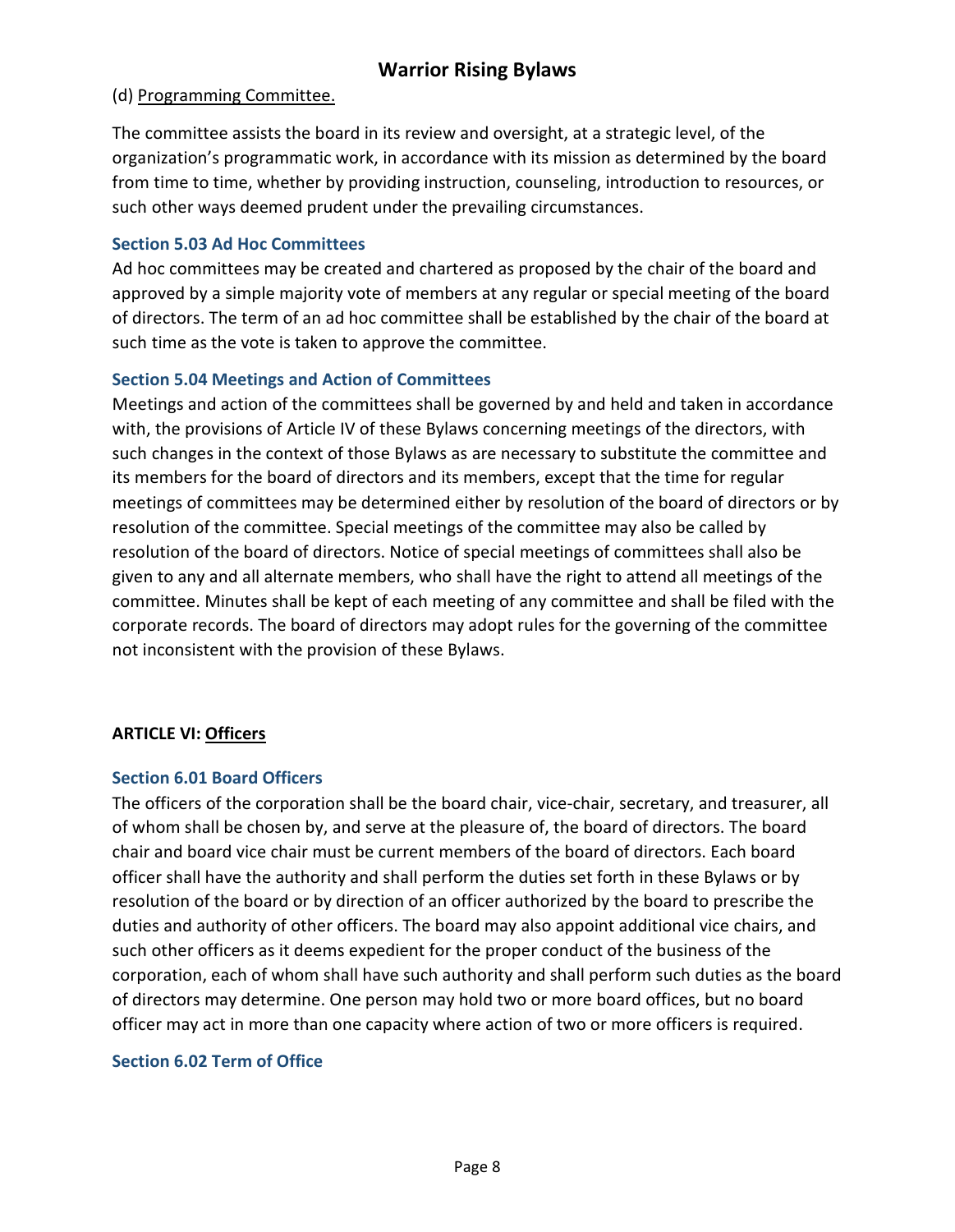(d) Programming Committee.

The committee assists the board in its review and oversight, at a strategic level, of the organization's programmatic work, in accordance with its mission as determined by the board from time to time, whether by providing instruction, counseling, introduction to resources, or such other ways deemed prudent under the prevailing circumstances.

### Section 5.03 Ad Hoc Committees

Ad hoc committees may be created and chartered as proposed by the chair of the board and approved by a simple majority vote of members at any regular or special meeting of the board of directors. The term of an ad hoc committee shall be established by the chair of the board at such time as the vote is taken to approve the committee.

### Section 5.04 Meetings and Action of Committees

Meetings and action of the committees shall be governed by and held and taken in accordance with, the provisions of Article IV of these Bylaws concerning meetings of the directors, with such changes in the context of those Bylaws as are necessary to substitute the committee and its members for the board of directors and its members, except that the time for regular meetings of committees may be determined either by resolution of the board of directors or by resolution of the committee. Special meetings of the committee may also be called by resolution of the board of directors. Notice of special meetings of committees shall also be given to any and all alternate members, who shall have the right to attend all meetings of the committee. Minutes shall be kept of each meeting of any committee and shall be filed with the corporate records. The board of directors may adopt rules for the governing of the committee not inconsistent with the provision of these Bylaws.

## ARTICLE VI: Officers

### Section 6.01 Board Officers

The officers of the corporation shall be the board chair, vice-chair, secretary, and treasurer, all of whom shall be chosen by, and serve at the pleasure of, the board of directors. The board chair and board vice chair must be current members of the board of directors. Each board officer shall have the authority and shall perform the duties set forth in these Bylaws or by resolution of the board or by direction of an officer authorized by the board to prescribe the duties and authority of other officers. The board may also appoint additional vice chairs, and such other officers as it deems expedient for the proper conduct of the business of the corporation, each of whom shall have such authority and shall perform such duties as the board of directors may determine. One person may hold two or more board offices, but no board officer may act in more than one capacity where action of two or more officers is required.

### Section 6.02 Term of Office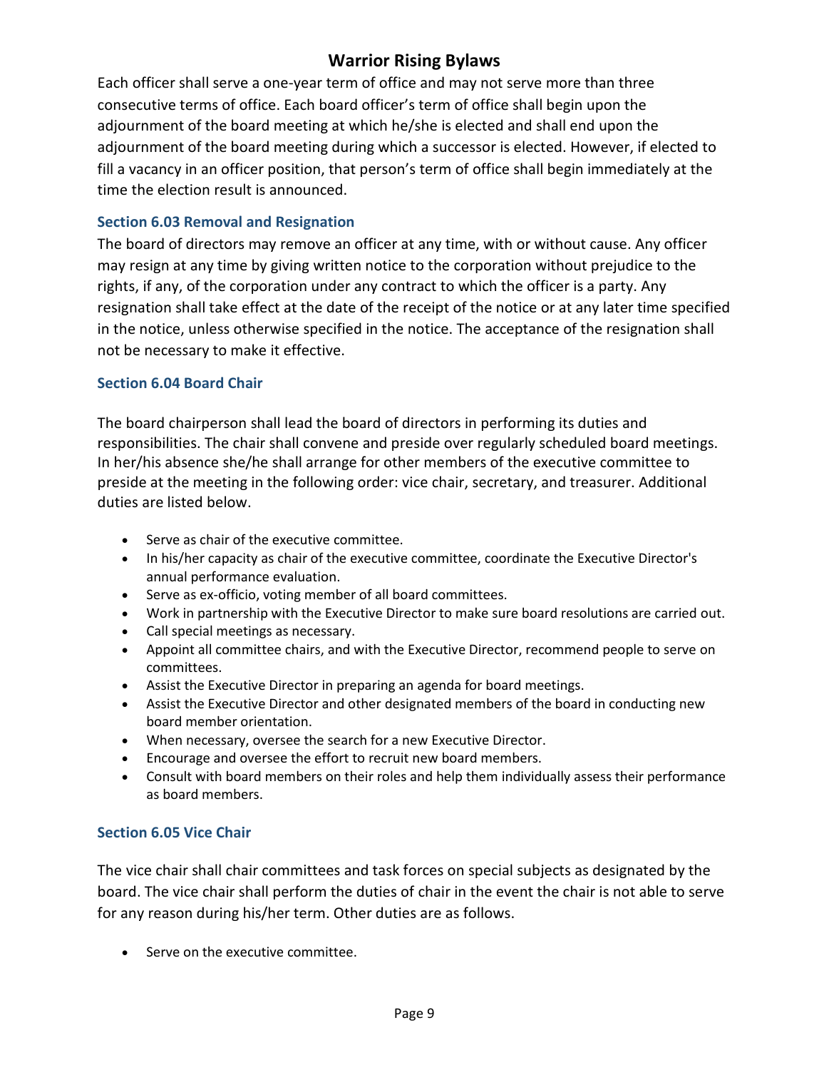Each officer shall serve a one-year term of office and may not serve more than three consecutive terms of office. Each board officer's term of office shall begin upon the adjournment of the board meeting at which he/she is elected and shall end upon the adjournment of the board meeting during which a successor is elected. However, if elected to fill a vacancy in an officer position, that person's term of office shall begin immediately at the time the election result is announced.

### Section 6.03 Removal and Resignation

The board of directors may remove an officer at any time, with or without cause. Any officer may resign at any time by giving written notice to the corporation without prejudice to the rights, if any, of the corporation under any contract to which the officer is a party. Any resignation shall take effect at the date of the receipt of the notice or at any later time specified in the notice, unless otherwise specified in the notice. The acceptance of the resignation shall not be necessary to make it effective.

### Section 6.04 Board Chair

The board chairperson shall lead the board of directors in performing its duties and responsibilities. The chair shall convene and preside over regularly scheduled board meetings. In her/his absence she/he shall arrange for other members of the executive committee to preside at the meeting in the following order: vice chair, secretary, and treasurer. Additional duties are listed below.

- Serve as chair of the executive committee.
- In his/her capacity as chair of the executive committee, coordinate the Executive Director's annual performance evaluation.
- Serve as ex-officio, voting member of all board committees.
- Work in partnership with the Executive Director to make sure board resolutions are carried out.
- Call special meetings as necessary.
- Appoint all committee chairs, and with the Executive Director, recommend people to serve on committees.
- Assist the Executive Director in preparing an agenda for board meetings.
- Assist the Executive Director and other designated members of the board in conducting new board member orientation.
- When necessary, oversee the search for a new Executive Director.
- Encourage and oversee the effort to recruit new board members.
- Consult with board members on their roles and help them individually assess their performance as board members.

### Section 6.05 Vice Chair

The vice chair shall chair committees and task forces on special subjects as designated by the board. The vice chair shall perform the duties of chair in the event the chair is not able to serve for any reason during his/her term. Other duties are as follows.

- Serve on the executive committee.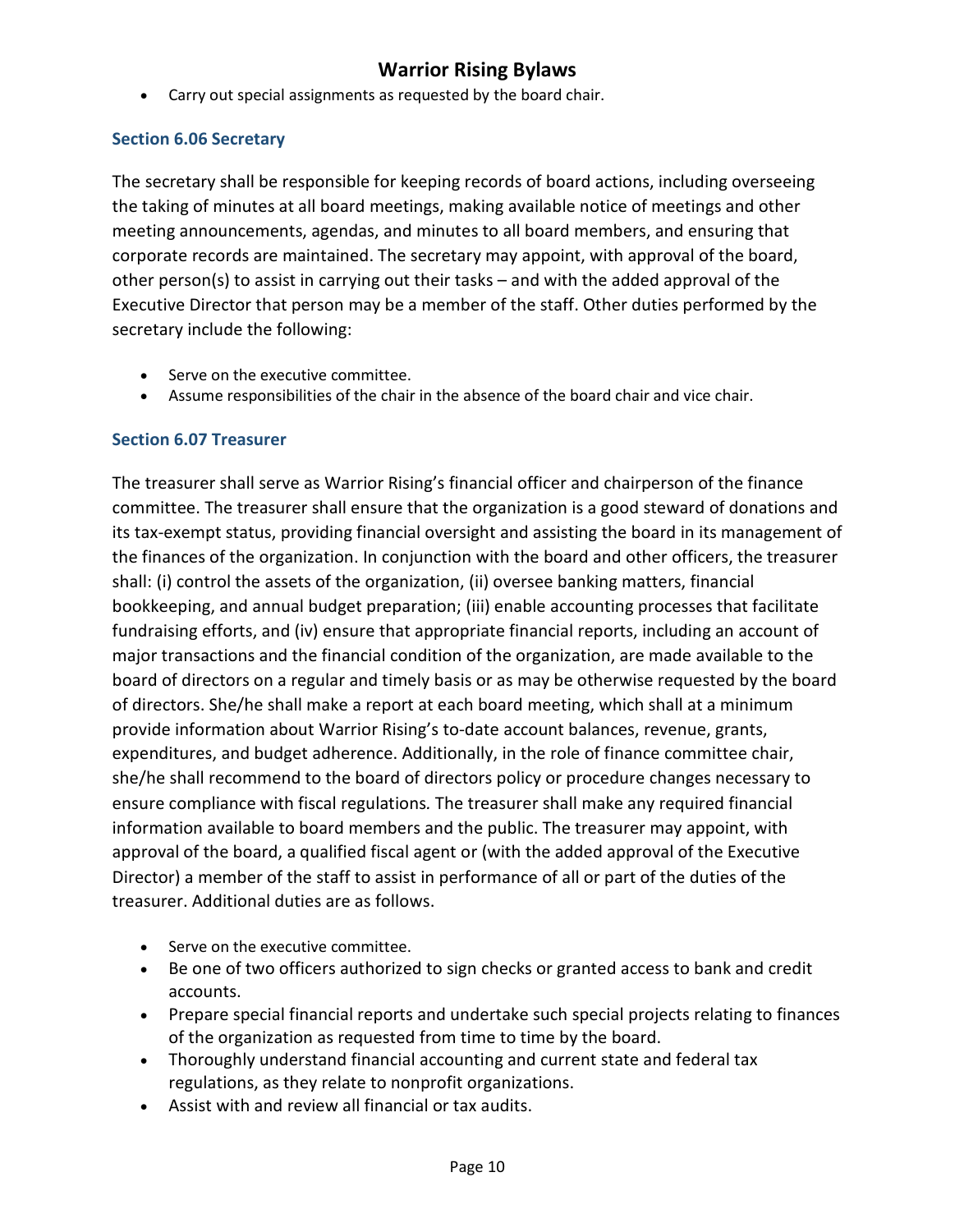- Carry out special assignments as requested by the board chair.

### Section 6.06 Secretary

The secretary shall be responsible for keeping records of board actions, including overseeing the taking of minutes at all board meetings, making available notice of meetings and other meeting announcements, agendas, and minutes to all board members, and ensuring that corporate records are maintained. The secretary may appoint, with approval of the board, other person(s) to assist in carrying out their tasks – and with the added approval of the Executive Director that person may be a member of the staff. Other duties performed by the secretary include the following:

- Serve on the executive committee.
- Assume responsibilities of the chair in the absence of the board chair and vice chair.

### Section 6.07 Treasurer

The treasurer shall serve as Warrior Rising's financial officer and chairperson of the finance committee. The treasurer shall ensure that the organization is a good steward of donations and its tax-exempt status, providing financial oversight and assisting the board in its management of the finances of the organization. In conjunction with the board and other officers, the treasurer shall: (i) control the assets of the organization, (ii) oversee banking matters, financial bookkeeping, and annual budget preparation; (iii) enable accounting processes that facilitate fundraising efforts, and (iv) ensure that appropriate financial reports, including an account of major transactions and the financial condition of the organization, are made available to the board of directors on a regular and timely basis or as may be otherwise requested by the board of directors. She/he shall make a report at each board meeting, which shall at a minimum provide information about Warrior Rising's to-date account balances, revenue, grants, expenditures, and budget adherence. Additionally, in the role of finance committee chair, she/he shall recommend to the board of directors policy or procedure changes necessary to ensure compliance with fiscal regulations*.* The treasurer shall make any required financial information available to board members and the public. The treasurer may appoint, with approval of the board, a qualified fiscal agent or (with the added approval of the Executive Director) a member of the staff to assist in performance of all or part of the duties of the treasurer. Additional duties are as follows.

- Serve on the executive committee.
- Be one of two officers authorized to sign checks or granted access to bank and credit accounts.
- Prepare special financial reports and undertake such special projects relating to finances of the organization as requested from time to time by the board.
- Thoroughly understand financial accounting and current state and federal tax regulations, as they relate to nonprofit organizations.
- Assist with and review all financial or tax audits.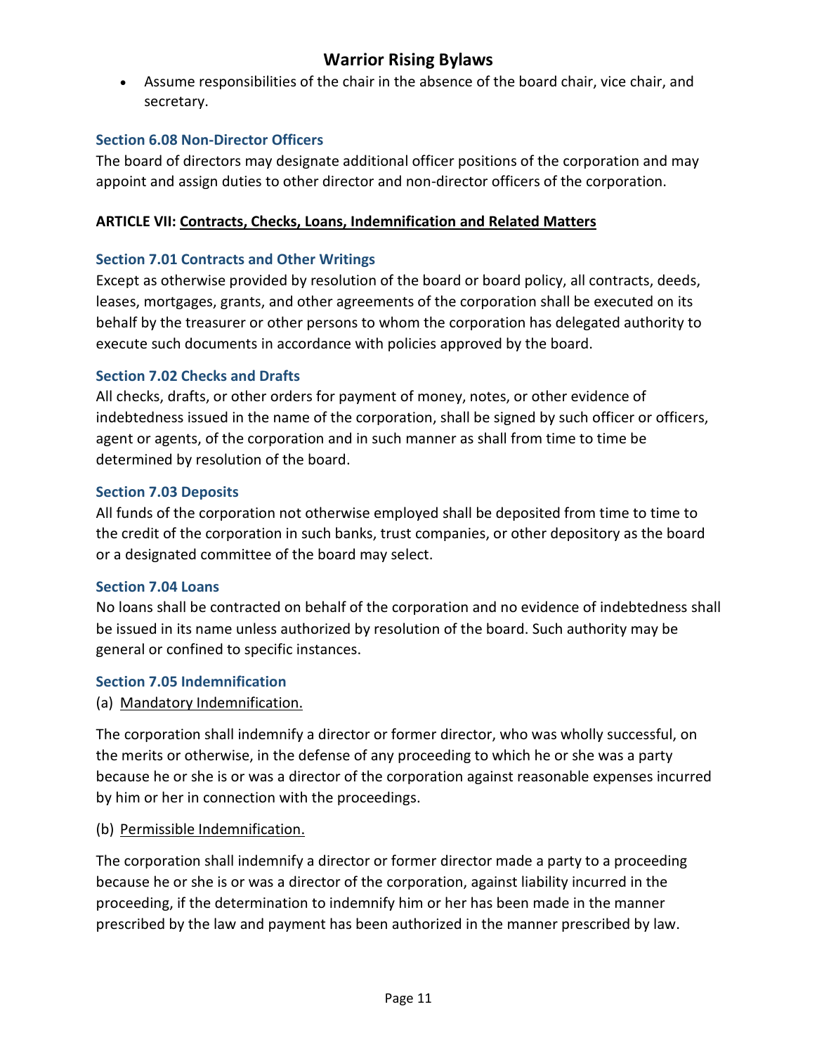- Assume responsibilities of the chair in the absence of the board chair, vice chair, and secretary.

### Section 6.08 Non-Director Officers

The board of directors may designate additional officer positions of the corporation and may appoint and assign duties to other director and non-director officers of the corporation.

## ARTICLE VII: Contracts, Checks, Loans, Indemnification and Related Matters

### Section 7.01 Contracts and Other Writings

Except as otherwise provided by resolution of the board or board policy, all contracts, deeds, leases, mortgages, grants, and other agreements of the corporation shall be executed on its behalf by the treasurer or other persons to whom the corporation has delegated authority to execute such documents in accordance with policies approved by the board.

### Section 7.02 Checks and Drafts

All checks, drafts, or other orders for payment of money, notes, or other evidence of indebtedness issued in the name of the corporation, shall be signed by such officer or officers, agent or agents, of the corporation and in such manner as shall from time to time be determined by resolution of the board.

### Section 7.03 Deposits

All funds of the corporation not otherwise employed shall be deposited from time to time to the credit of the corporation in such banks, trust companies, or other depository as the board or a designated committee of the board may select.

### Section 7.04 Loans

No loans shall be contracted on behalf of the corporation and no evidence of indebtedness shall be issued in its name unless authorized by resolution of the board. Such authority may be general or confined to specific instances.

### Section 7.05 Indemnification

(a) Mandatory Indemnification.

The corporation shall indemnify a director or former director, who was wholly successful, on the merits or otherwise, in the defense of any proceeding to which he or she was a party because he or she is or was a director of the corporation against reasonable expenses incurred by him or her in connection with the proceedings.

(b) Permissible Indemnification.

The corporation shall indemnify a director or former director made a party to a proceeding because he or she is or was a director of the corporation, against liability incurred in the proceeding, if the determination to indemnify him or her has been made in the manner prescribed by the law and payment has been authorized in the manner prescribed by law.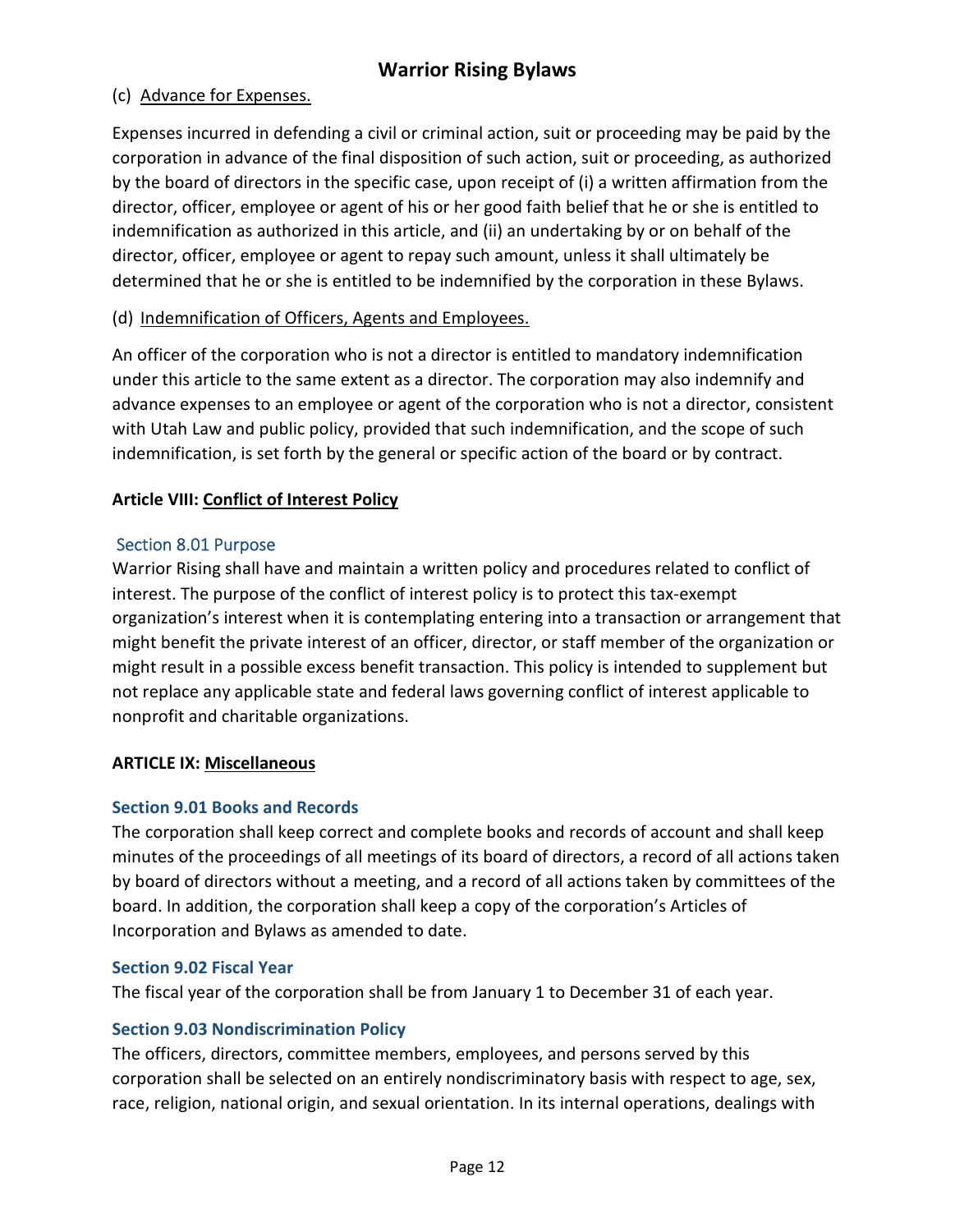(c) Advance for Expenses.

Expenses incurred in defending a civil or criminal action, suit or proceeding may be paid by the corporation in advance of the final disposition of such action, suit or proceeding, as authorized by the board of directors in the specific case, upon receipt of (i) a written affirmation from the director, officer, employee or agent of his or her good faith belief that he or she is entitled to indemnification as authorized in this article, and (ii) an undertaking by or on behalf of the director, officer, employee or agent to repay such amount, unless it shall ultimately be determined that he or she is entitled to be indemnified by the corporation in these Bylaws.

(d) Indemnification of Officers, Agents and Employees.

An officer of the corporation who is not a director is entitled to mandatory indemnification under this article to the same extent as a director. The corporation may also indemnify and advance expenses to an employee or agent of the corporation who is not a director, consistent with Utah Law and public policy, provided that such indemnification, and the scope of such indemnification, is set forth by the general or specific action of the board or by contract.

## Article VIII: Conflict of Interest Policy

### Section 8.01 Purpose

Warrior Rising shall have and maintain a written policy and procedures related to conflict of interest. The purpose of the conflict of interest policy is to protect this tax-exempt organization's interest when it is contemplating entering into a transaction or arrangement that might benefit the private interest of an officer, director, or staff member of the organization or might result in a possible excess benefit transaction. This policy is intended to supplement but not replace any applicable state and federal laws governing conflict of interest applicable to nonprofit and charitable organizations.

## ARTICLE IX: Miscellaneous

### Section 9.01 Books and Records

The corporation shall keep correct and complete books and records of account and shall keep minutes of the proceedings of all meetings of its board of directors, a record of all actions taken by board of directors without a meeting, and a record of all actions taken by committees of the board. In addition, the corporation shall keep a copy of the corporation's Articles of Incorporation and Bylaws as amended to date.

### Section 9.02 Fiscal Year

The fiscal year of the corporation shall be from January 1 to December 31 of each year.

### Section 9.03 Nondiscrimination Policy

The officers, directors, committee members, employees, and persons served by this corporation shall be selected on an entirely nondiscriminatory basis with respect to age, sex, race, religion, national origin, and sexual orientation. In its internal operations, dealings with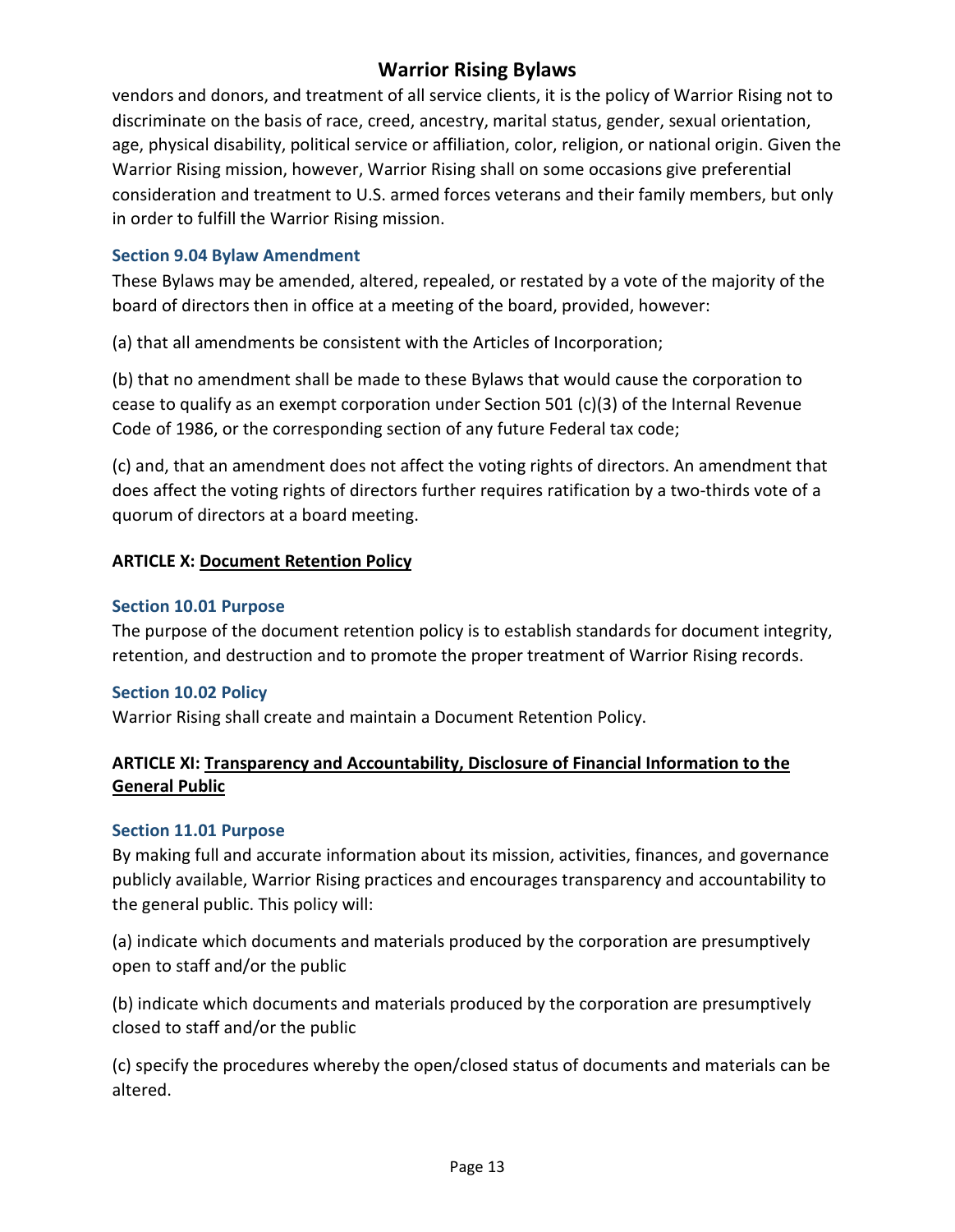vendors and donors, and treatment of all service clients, it is the policy of Warrior Rising not to discriminate on the basis of race, creed, ancestry, marital status, gender, sexual orientation, age, physical disability, political service or affiliation, color, religion, or national origin. Given the Warrior Rising mission, however, Warrior Rising shall on some occasions give preferential consideration and treatment to U.S. armed forces veterans and their family members, but only in order to fulfill the Warrior Rising mission.

### Section 9.04 Bylaw Amendment

These Bylaws may be amended, altered, repealed, or restated by a vote of the majority of the board of directors then in office at a meeting of the board, provided, however:

(a) that all amendments be consistent with the Articles of Incorporation;

(b) that no amendment shall be made to these Bylaws that would cause the corporation to cease to qualify as an exempt corporation under Section 501 (c)(3) of the Internal Revenue Code of 1986, or the corresponding section of any future Federal tax code;

(c) and, that an amendment does not affect the voting rights of directors. An amendment that does affect the voting rights of directors further requires ratification by a two-thirds vote of a quorum of directors at a board meeting.

## ARTICLE X: Document Retention Policy

### Section 10.01 Purpose

The purpose of the document retention policy is to establish standards for document integrity, retention, and destruction and to promote the proper treatment of Warrior Rising records.

### Section 10.02 Policy

Warrior Rising shall create and maintain a Document Retention Policy.

## ARTICLE XI: Transparency and Accountability, Disclosure of Financial Information to the General Public

### Section 11.01 Purpose

By making full and accurate information about its mission, activities, finances, and governance publicly available, Warrior Rising practices and encourages transparency and accountability to the general public. This policy will:

(a) indicate which documents and materials produced by the corporation are presumptively open to staff and/or the public

(b) indicate which documents and materials produced by the corporation are presumptively closed to staff and/or the public

(c) specify the procedures whereby the open/closed status of documents and materials can be altered.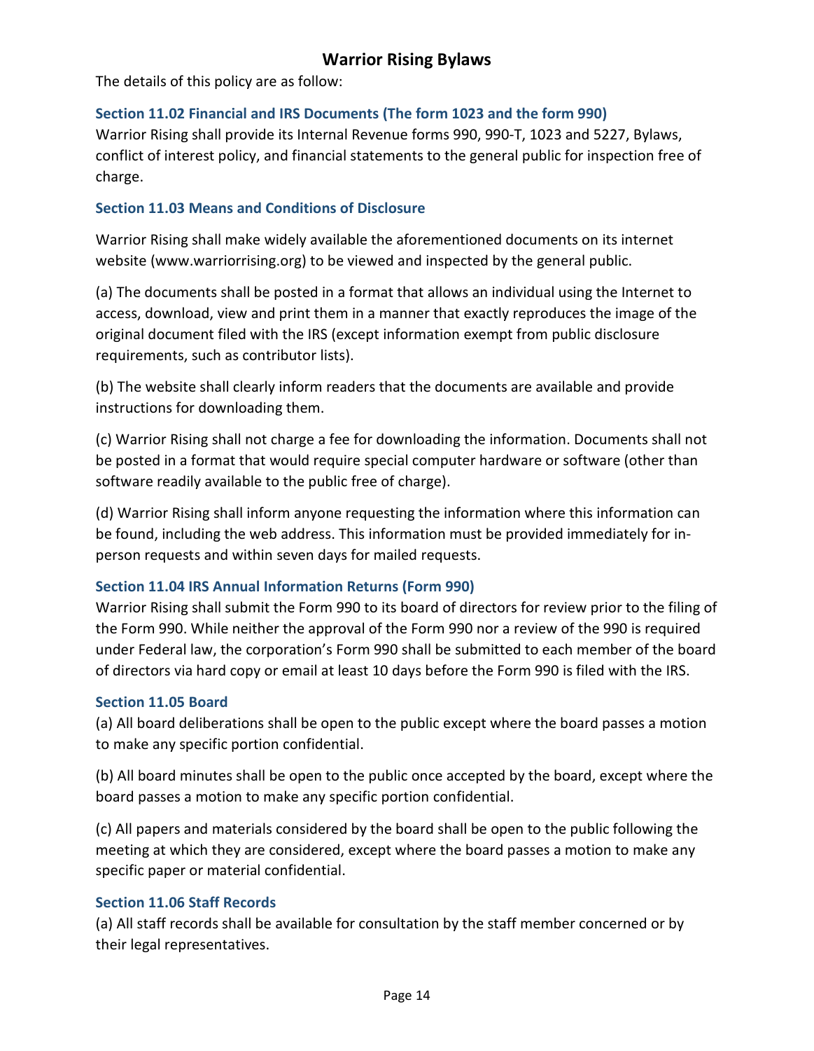The details of this policy are as follow:

### Section 11.02 Financial and IRS Documents (The form 1023 and the form 990)

Warrior Rising shall provide its Internal Revenue forms 990, 990-T, 1023 and 5227, Bylaws, conflict of interest policy, and financial statements to the general public for inspection free of charge.

### Section 11.03 Means and Conditions of Disclosure

Warrior Rising shall make widely available the aforementioned documents on its internet website (www.warriorrising.org) to be viewed and inspected by the general public.

(a) The documents shall be posted in a format that allows an individual using the Internet to access, download, view and print them in a manner that exactly reproduces the image of the original document filed with the IRS (except information exempt from public disclosure requirements, such as contributor lists).

(b) The website shall clearly inform readers that the documents are available and provide instructions for downloading them.

(c) Warrior Rising shall not charge a fee for downloading the information. Documents shall not be posted in a format that would require special computer hardware or software (other than software readily available to the public free of charge).

(d) Warrior Rising shall inform anyone requesting the information where this information can be found, including the web address. This information must be provided immediately for in-person requests and within seven days for mailed requests.

### Section 11.04 IRS Annual Information Returns (Form 990)

Warrior Rising shall submit the Form 990 to its board of directors for review prior to the filing of the Form 990. While neither the approval of the Form 990 nor a review of the 990 is required under Federal law, the corporation's Form 990 shall be submitted to each member of the board of directors via hard copy or email at least 10 days before the Form 990 is filed with the IRS.

### Section 11.05 Board

(a) All board deliberations shall be open to the public except where the board passes a motion to make any specific portion confidential.

(b) All board minutes shall be open to the public once accepted by the board, except where the board passes a motion to make any specific portion confidential.

(c) All papers and materials considered by the board shall be open to the public following the meeting at which they are considered, except where the board passes a motion to make any specific paper or material confidential.

### Section 11.06 Staff Records

(a) All staff records shall be available for consultation by the staff member concerned or by their legal representatives.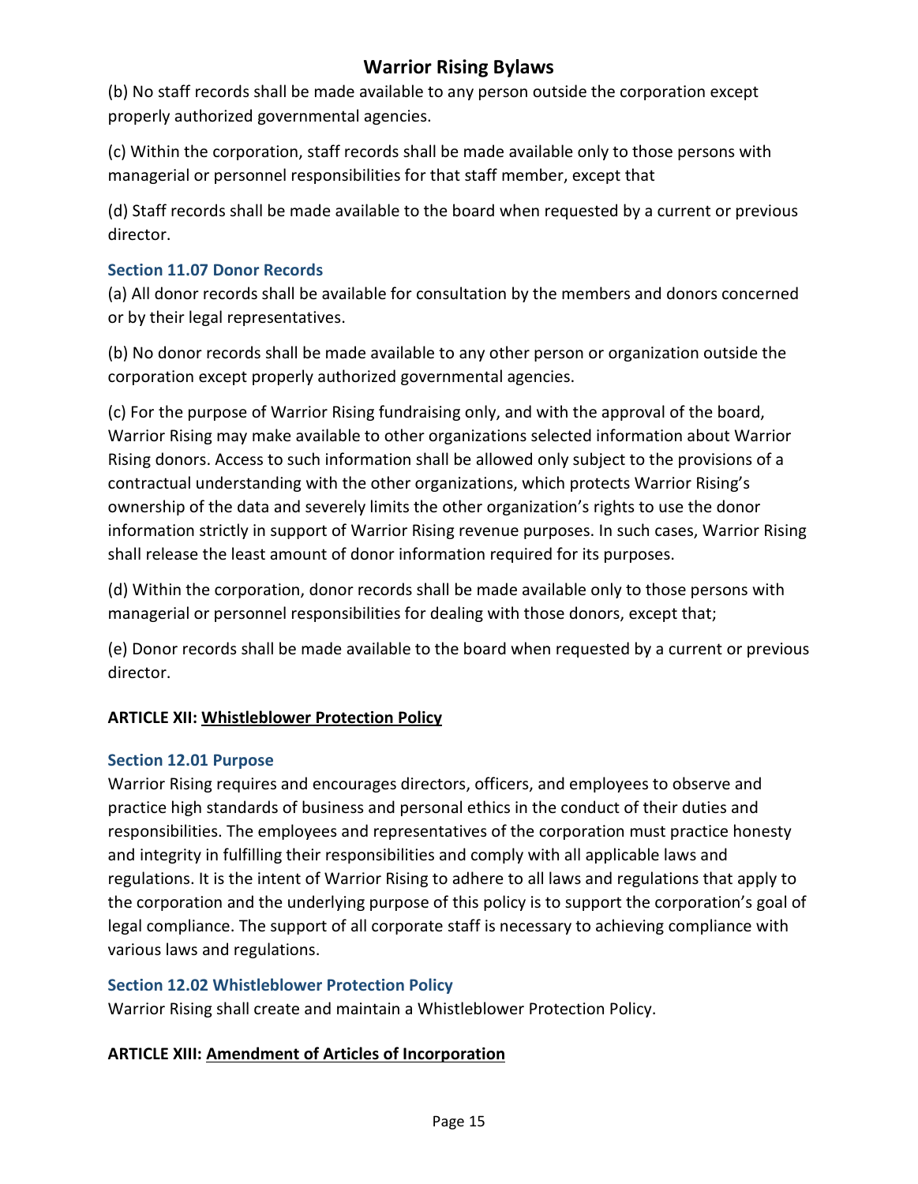(b) No staff records shall be made available to any person outside the corporation except properly authorized governmental agencies.

(c) Within the corporation, staff records shall be made available only to those persons with managerial or personnel responsibilities for that staff member, except that

(d) Staff records shall be made available to the board when requested by a current or previous director.

### Section 11.07 Donor Records

(a) All donor records shall be available for consultation by the members and donors concerned or by their legal representatives.

(b) No donor records shall be made available to any other person or organization outside the corporation except properly authorized governmental agencies.

(c) For the purpose of Warrior Rising fundraising only, and with the approval of the board, Warrior Rising may make available to other organizations selected information about Warrior Rising donors. Access to such information shall be allowed only subject to the provisions of a contractual understanding with the other organizations, which protects Warrior Rising's ownership of the data and severely limits the other organization's rights to use the donor information strictly in support of Warrior Rising revenue purposes. In such cases, Warrior Rising shall release the least amount of donor information required for its purposes.

(d) Within the corporation, donor records shall be made available only to those persons with managerial or personnel responsibilities for dealing with those donors, except that;

(e) Donor records shall be made available to the board when requested by a current or previous director.

## ARTICLE XII: <u>Whistleblower Protection Policy</u>

### Section 12.01 Purpose

Warrior Rising requires and encourages directors, officers, and employees to observe and practice high standards of business and personal ethics in the conduct of their duties and responsibilities. The employees and representatives of the corporation must practice honesty and integrity in fulfilling their responsibilities and comply with all applicable laws and regulations. It is the intent of Warrior Rising to adhere to all laws and regulations that apply to the corporation and the underlying purpose of this policy is to support the corporation's goal of legal compliance. The support of all corporate staff is necessary to achieving compliance with various laws and regulations.

### Section 12.02 Whistleblower Protection Policy

Warrior Rising shall create and maintain a Whistleblower Protection Policy.

## ARTICLE XIII: <u>Amendment of Articles of Incorporation</u>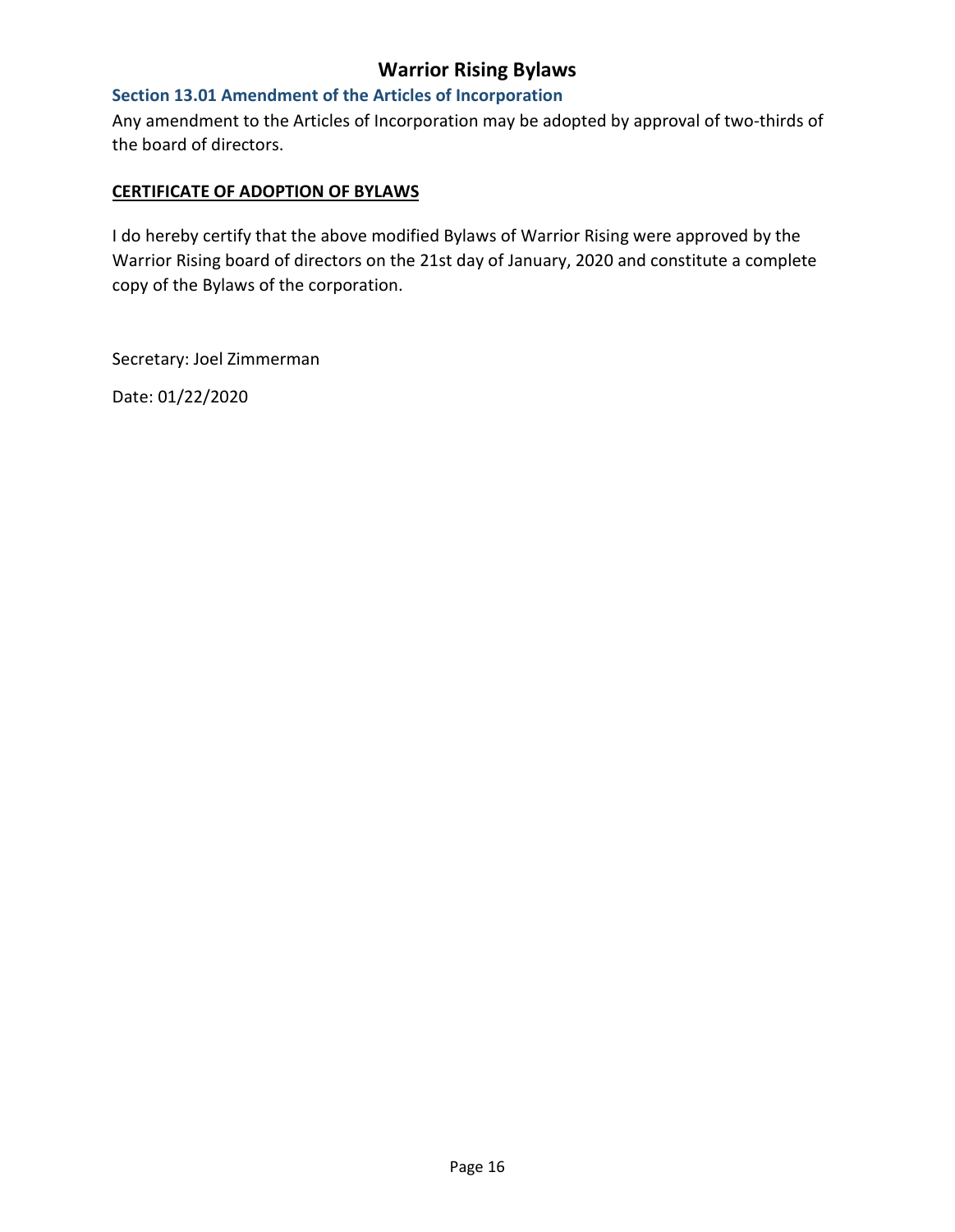### Section 13.01 Amendment of the Articles of Incorporation

Any amendment to the Articles of Incorporation may be adopted by approval of two-thirds of the board of directors.

**CERTIFICATE OF ADOPTION OF BYLAWS**

I do hereby certify that the above modified Bylaws of Warrior Rising were approved by the Warrior Rising board of directors on the 21st day of January, 2020 and constitute a complete copy of the Bylaws of the corporation.

Secretary: Joel Zimmerman

Date: 01/22/2020